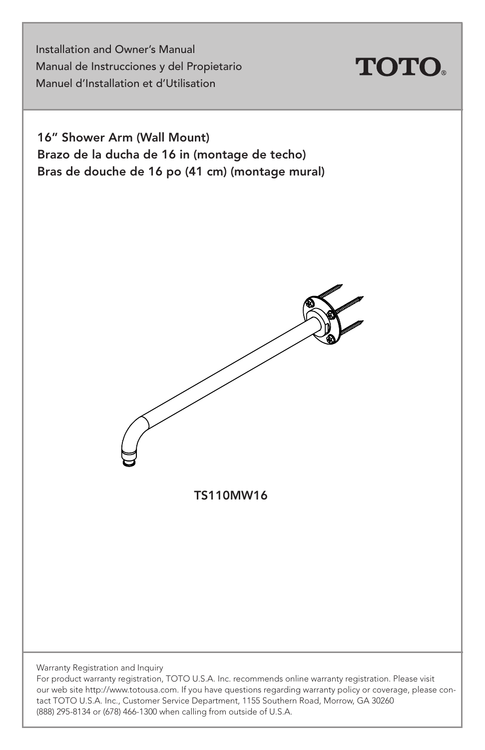Installation and Owner's Manual
Manual de Instrucciones y del Propietario
Manuel d'Installation et d'Utilisation

**TOTO**®

## 16" Shower Arm (Wall Mount)
## Brazo de la ducha de 16 in (montage de techo)
## Bras de douche de 16 po (41 cm) (montage mural)

**TS110MW16**

Warranty Registration and Inquiry
For product warranty registration, TOTO U.S.A. Inc. recommends online warranty registration. Please visit our web site http://www.totousa.com. If you have questions regarding warranty policy or coverage, please contact TOTO U.S.A. Inc., Customer Service Department, 1155 Southern Road, Morrow, GA 30260 (888) 295-8134 or (678) 466-1300 when calling from outside of U.S.A.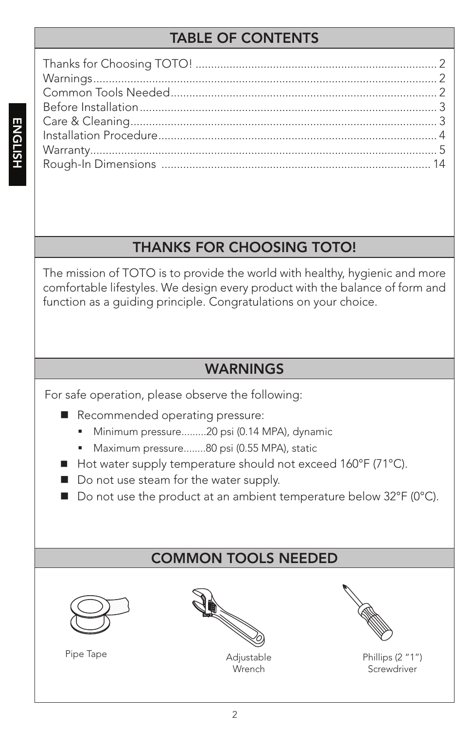## TABLE OF CONTENTS

Thanks for Choosing TOTO! ............................................................................ 2
Warnings ............................................................................................................ 2
Common Tools Needed .................................................................................... 2
Before Installation ............................................................................................ 3
Care & Cleaning ................................................................................................ 3
Installation Procedure ....................................................................................... 4
Warranty ............................................................................................................ 5
Rough-In Dimensions ...................................................................................... 14

## THANKS FOR CHOOSING TOTO!

The mission of TOTO is to provide the world with healthy, hygienic and more comfortable lifestyles. We design every product with the balance of form and function as a guiding principle. Congratulations on your choice.

## WARNINGS

For safe operation, please observe the following:

- Recommended operating pressure:
  - Minimum pressure.........20 psi (0.14 MPA), dynamic
  - Maximum pressure........80 psi (0.55 MPA), static
- Hot water supply temperature should not exceed 160°F (71°C).
- Do not use steam for the water supply.
- Do not use the product at an ambient temperature below 32°F (0°C).

## COMMON TOOLS NEEDED

Pipe Tape

Adjustable Wrench

Phillips (2 "1") Screwdriver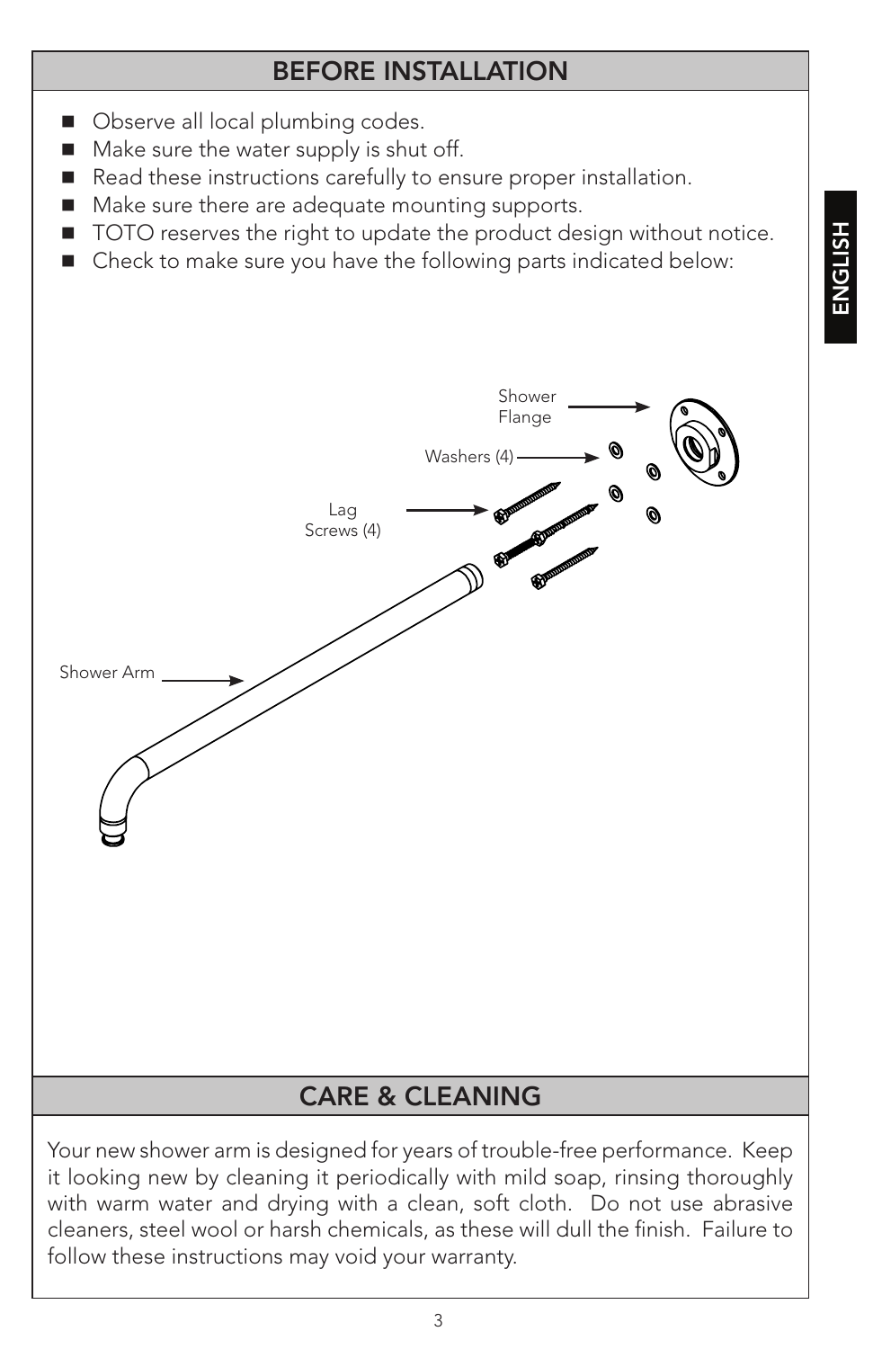## BEFORE INSTALLATION

- Observe all local plumbing codes.
- Make sure the water supply is shut off.
- Read these instructions carefully to ensure proper installation.
- Make sure there are adequate mounting supports.
- TOTO reserves the right to update the product design without notice.
- Check to make sure you have the following parts indicated below:

Shower Flange

Washers (4)

Lag Screws (4)

Shower Arm

## CARE & CLEANING

Your new shower arm is designed for years of trouble-free performance. Keep it looking new by cleaning it periodically with mild soap, rinsing thoroughly with warm water and drying with a clean, soft cloth. Do not use abrasive cleaners, steel wool or harsh chemicals, as these will dull the finish. Failure to follow these instructions may void your warranty.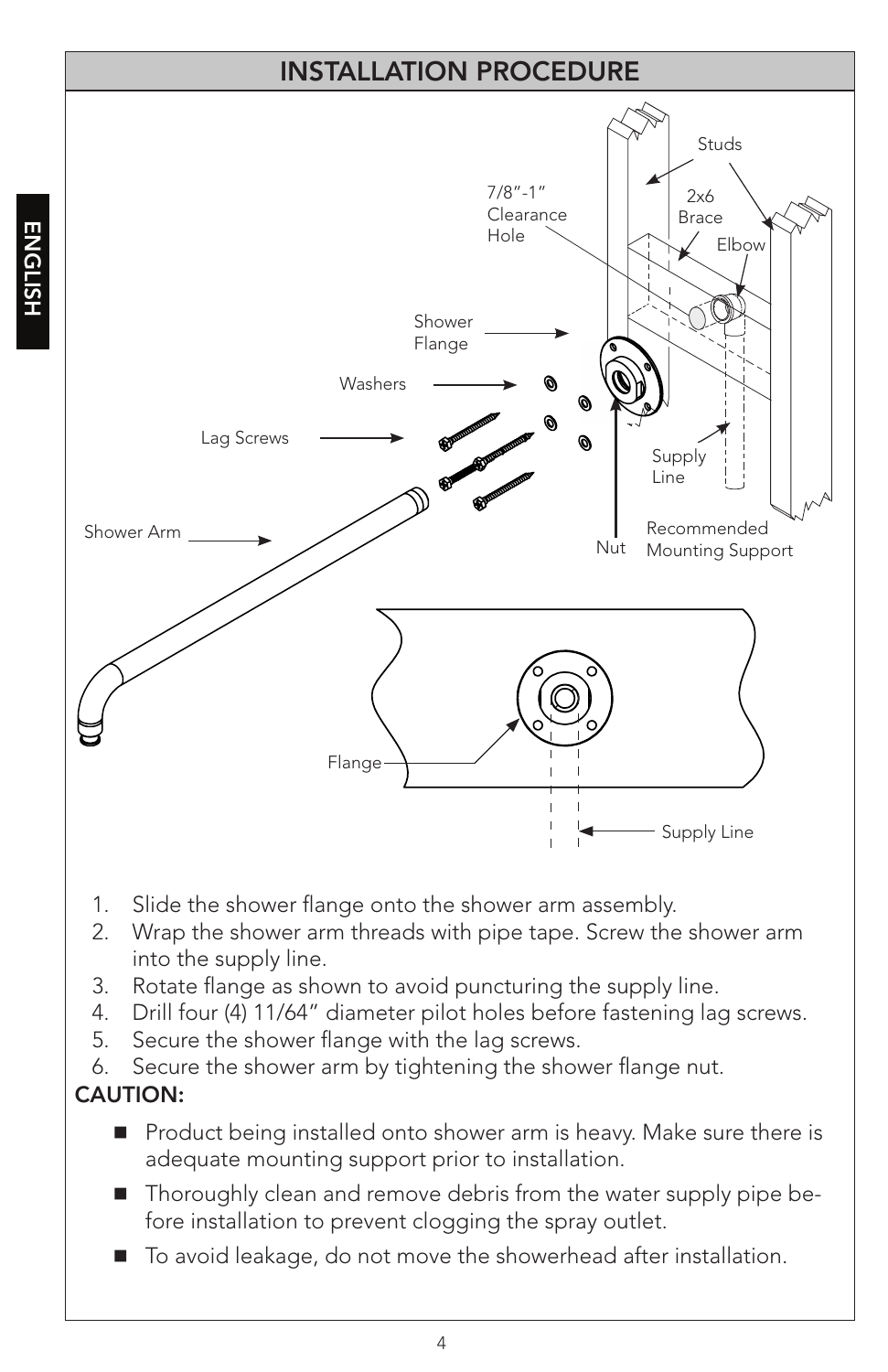# INSTALLATION PROCEDURE

1. Slide the shower flange onto the shower arm assembly.
2. Wrap the shower arm threads with pipe tape. Screw the shower arm into the supply line.
3. Rotate flange as shown to avoid puncturing the supply line.
4. Drill four (4) 11/64" diameter pilot holes before fastening lag screws.
5. Secure the shower flange with the lag screws.
6. Secure the shower arm by tightening the shower flange nut.

**CAUTION:**

- Product being installed onto shower arm is heavy. Make sure there is adequate mounting support prior to installation.
- Thoroughly clean and remove debris from the water supply pipe before installation to prevent clogging the spray outlet.
- To avoid leakage, do not move the showerhead after installation.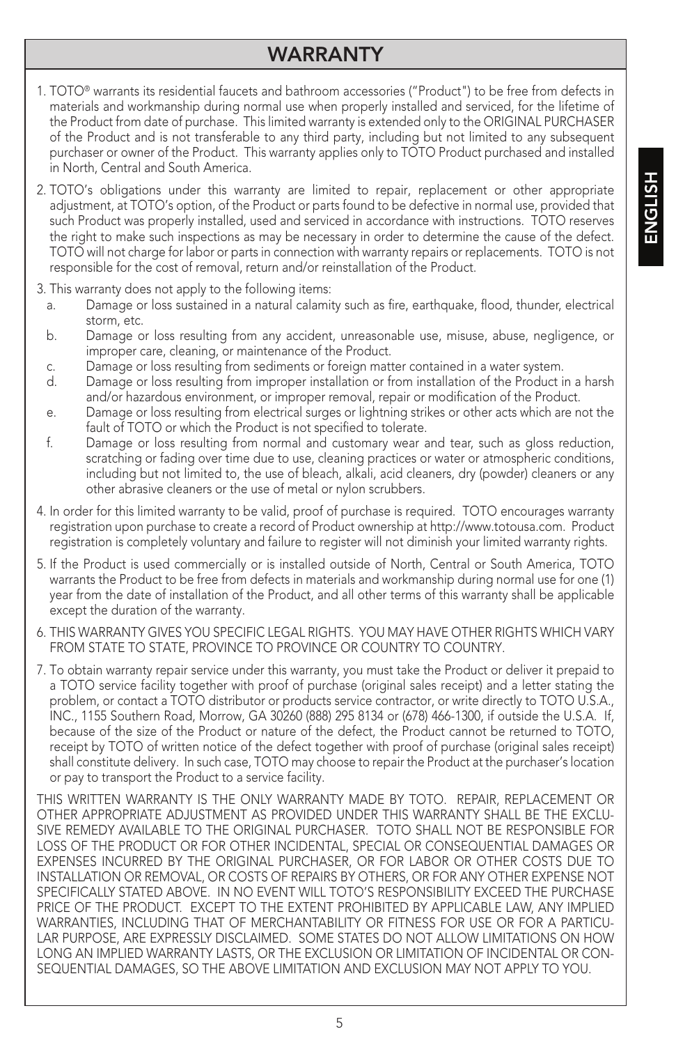# WARRANTY

1. TOTO® warrants its residential faucets and bathroom accessories ("Product") to be free from defects in materials and workmanship during normal use when properly installed and serviced, for the lifetime of the Product from date of purchase. This limited warranty is extended only to the ORIGINAL PURCHASER of the Product and is not transferable to any third party, including but not limited to any subsequent purchaser or owner of the Product. This warranty applies only to TOTO Product purchased and installed in North, Central and South America.

2. TOTO's obligations under this warranty are limited to repair, replacement or other appropriate adjustment, at TOTO's option, of the Product or parts found to be defective in normal use, provided that such Product was properly installed, used and serviced in accordance with instructions. TOTO reserves the right to make such inspections as may be necessary in order to determine the cause of the defect. TOTO will not charge for labor or parts in connection with warranty repairs or replacements. TOTO is not responsible for the cost of removal, return and/or reinstallation of the Product.

3. This warranty does not apply to the following items:
   a. Damage or loss sustained in a natural calamity such as fire, earthquake, flood, thunder, electrical storm, etc.
   b. Damage or loss resulting from any accident, unreasonable use, misuse, abuse, negligence, or improper care, cleaning, or maintenance of the Product.
   c. Damage or loss resulting from sediments or foreign matter contained in a water system.
   d. Damage or loss resulting from improper installation or from installation of the Product in a harsh and/or hazardous environment, or improper removal, repair or modification of the Product.
   e. Damage or loss resulting from electrical surges or lightning strikes or other acts which are not the fault of TOTO or which the Product is not specified to tolerate.
   f. Damage or loss resulting from normal and customary wear and tear, such as gloss reduction, scratching or fading over time due to use, cleaning practices or water or atmospheric conditions, including but not limited to, the use of bleach, alkali, acid cleaners, dry (powder) cleaners or any other abrasive cleaners or the use of metal or nylon scrubbers.

4. In order for this limited warranty to be valid, proof of purchase is required. TOTO encourages warranty registration upon purchase to create a record of Product ownership at http://www.totousa.com. Product registration is completely voluntary and failure to register will not diminish your limited warranty rights.

5. If the Product is used commercially or is installed outside of North, Central or South America, TOTO warrants the Product to be free from defects in materials and workmanship during normal use for one (1) year from the date of installation of the Product, and all other terms of this warranty shall be applicable except the duration of the warranty.

6. THIS WARRANTY GIVES YOU SPECIFIC LEGAL RIGHTS. YOU MAY HAVE OTHER RIGHTS WHICH VARY FROM STATE TO STATE, PROVINCE TO PROVINCE OR COUNTRY TO COUNTRY.

7. To obtain warranty repair service under this warranty, you must take the Product or deliver it prepaid to a TOTO service facility together with proof of purchase (original sales receipt) and a letter stating the problem, or contact a TOTO distributor or products service contractor, or write directly to TOTO U.S.A., INC., 1155 Southern Road, Morrow, GA 30260 (888) 295 8134 or (678) 466-1300, if outside the U.S.A. If, because of the size of the Product or nature of the defect, the Product cannot be returned to TOTO, receipt by TOTO of written notice of the defect together with proof of purchase (original sales receipt) shall constitute delivery. In such case, TOTO may choose to repair the Product at the purchaser's location or pay to transport the Product to a service facility.

THIS WRITTEN WARRANTY IS THE ONLY WARRANTY MADE BY TOTO. REPAIR, REPLACEMENT OR OTHER APPROPRIATE ADJUSTMENT AS PROVIDED UNDER THIS WARRANTY SHALL BE THE EXCLUSIVE REMEDY AVAILABLE TO THE ORIGINAL PURCHASER. TOTO SHALL NOT BE RESPONSIBLE FOR LOSS OF THE PRODUCT OR FOR OTHER INCIDENTAL, SPECIAL OR CONSEQUENTIAL DAMAGES OR EXPENSES INCURRED BY THE ORIGINAL PURCHASER, OR FOR LABOR OR OTHER COSTS DUE TO INSTALLATION OR REMOVAL, OR COSTS OF REPAIRS BY OTHERS, OR FOR ANY OTHER EXPENSE NOT SPECIFICALLY STATED ABOVE. IN NO EVENT WILL TOTO'S RESPONSIBILITY EXCEED THE PURCHASE PRICE OF THE PRODUCT. EXCEPT TO THE EXTENT PROHIBITED BY APPLICABLE LAW, ANY IMPLIED WARRANTIES, INCLUDING THAT OF MERCHANTABILITY OR FITNESS FOR USE OR FOR A PARTICULAR PURPOSE, ARE EXPRESSLY DISCLAIMED. SOME STATES DO NOT ALLOW LIMITATIONS ON HOW LONG AN IMPLIED WARRANTY LASTS, OR THE EXCLUSION OR LIMITATION OF INCIDENTAL OR CONSEQUENTIAL DAMAGES, SO THE ABOVE LIMITATION AND EXCLUSION MAY NOT APPLY TO YOU.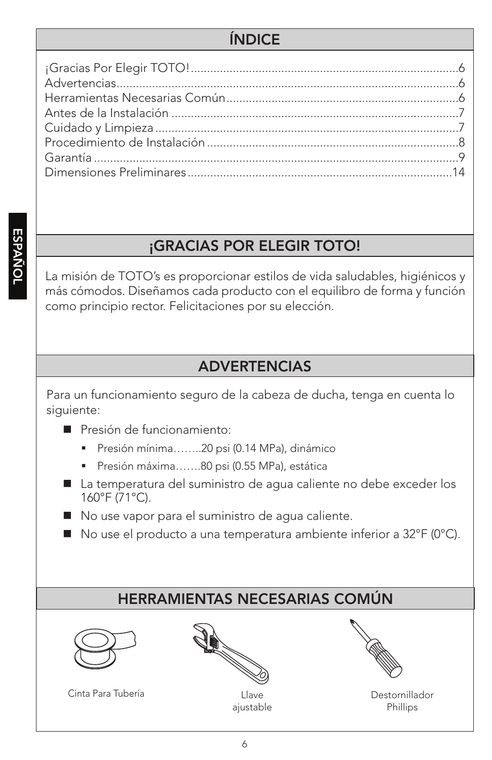## ÍNDICE

¡Gracias Por Elegir TOTO!......6
Advertencias......6
Herramientas Necesarias Común......6
Antes de la Instalación......7
Cuidado y Limpieza......7
Procedimiento de Instalación......8
Garantía......9
Dimensiones Preliminares......14

ESPAÑOL

## ¡GRACIAS POR ELEGIR TOTO!

La misión de TOTO's es proporcionar estilos de vida saludables, higiénicos y más cómodos. Diseñamos cada producto con el equilibrio de forma y función como principio rector. Felicitaciones por su elección.

## ADVERTENCIAS

Para un funcionamiento seguro de la cabeza de ducha, tenga en cuenta lo siguiente:

- Presión de funcionamiento:
  - Presión mínima……..20 psi (0.14 MPa), dinámico
  - Presión máxima…….80 psi (0.55 MPa), estática
- La temperatura del suministro de agua caliente no debe exceder los 160°F (71°C).
- No use vapor para el suministro de agua caliente.
- No use el producto a una temperatura ambiente inferior a 32°F (0°C).

## HERRAMIENTAS NECESARIAS COMÚN

Cinta Para Tubería

Llave ajustable

Destornillador Phillips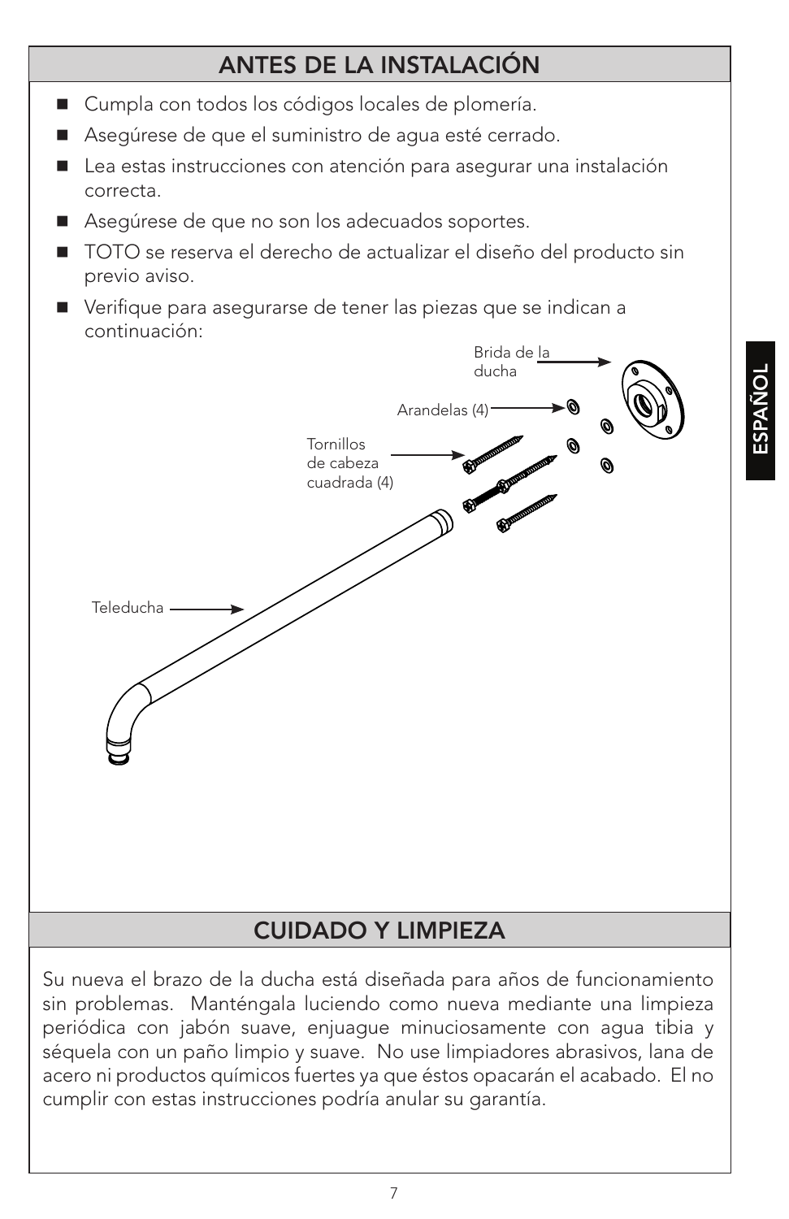## ANTES DE LA INSTALACIÓN

- Cumpla con todos los códigos locales de plomería.
- Asegúrese de que el suministro de agua esté cerrado.
- Lea estas instrucciones con atención para asegurar una instalación correcta.
- Asegúrese de que no son los adecuados soportes.
- TOTO se reserva el derecho de actualizar el diseño del producto sin previo aviso.
- Verifique para asegurarse de tener las piezas que se indican a continuación:

Brida de la ducha

Arandelas (4)

Tornillos de cabeza cuadrada (4)

Teleducha

## CUIDADO Y LIMPIEZA

Su nueva el brazo de la ducha está diseñada para años de funcionamiento sin problemas. Manténgala luciendo como nueva mediante una limpieza periódica con jabón suave, enjuague minuciosamente con agua tibia y séquela con un paño limpio y suave. No use limpiadores abrasivos, lana de acero ni productos químicos fuertes ya que éstos opacarán el acabado. El no cumplir con estas instrucciones podría anular su garantía.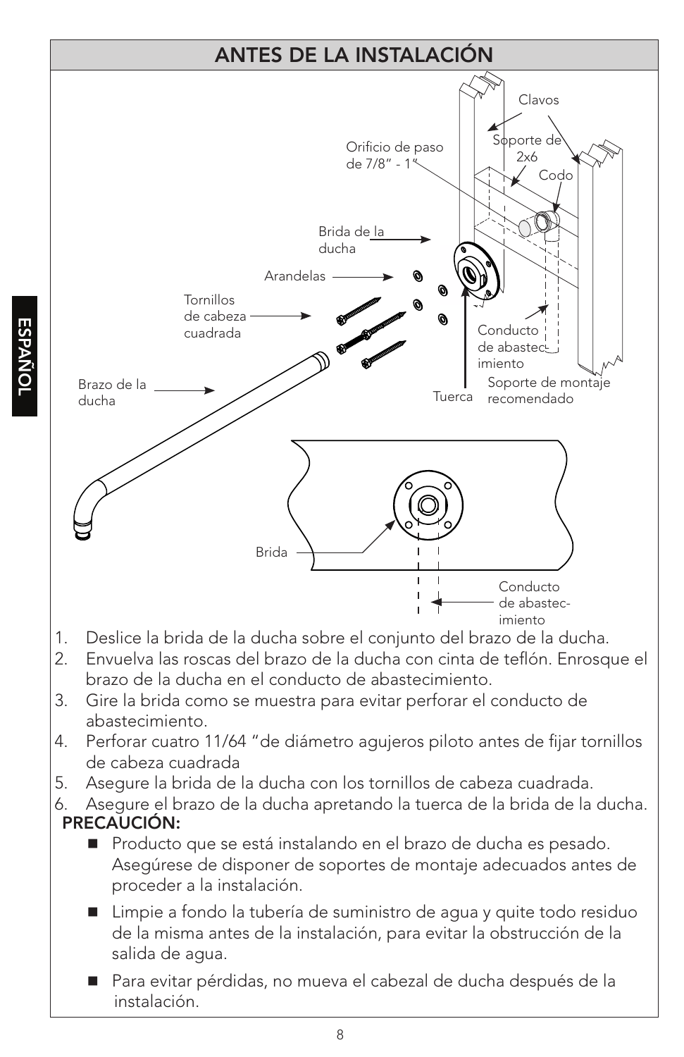# ANTES DE LA INSTALACIÓN

Clavos

Soporte de 2x6

Orificio de paso de 7/8" - 1"

Codo

Brida de la ducha

Arandelas

Tornillos de cabeza cuadrada

Conducto de abastecimiento

Brazo de la ducha

Tuerca

Soporte de montaje recomendado

Brida

Conducto de abastecimiento

1. Deslice la brida de la ducha sobre el conjunto del brazo de la ducha.
2. Envuelva las roscas del brazo de la ducha con cinta de teflón. Enrosque el brazo de la ducha en el conducto de abastecimiento.
3. Gire la brida como se muestra para evitar perforar el conducto de abastecimiento.
4. Perforar cuatro 11/64 "de diámetro agujeros piloto antes de fijar tornillos de cabeza cuadrada
5. Asegure la brida de la ducha con los tornillos de cabeza cuadrada.
6. Asegure el brazo de la ducha apretando la tuerca de la brida de la ducha.

**PRECAUCIÓN:**

- Producto que se está instalando en el brazo de ducha es pesado. Asegúrese de disponer de soportes de montaje adecuados antes de proceder a la instalación.
- Limpie a fondo la tubería de suministro de agua y quite todo residuo de la misma antes de la instalación, para evitar la obstrucción de la salida de agua.
- Para evitar pérdidas, no mueva el cabezal de ducha después de la instalación.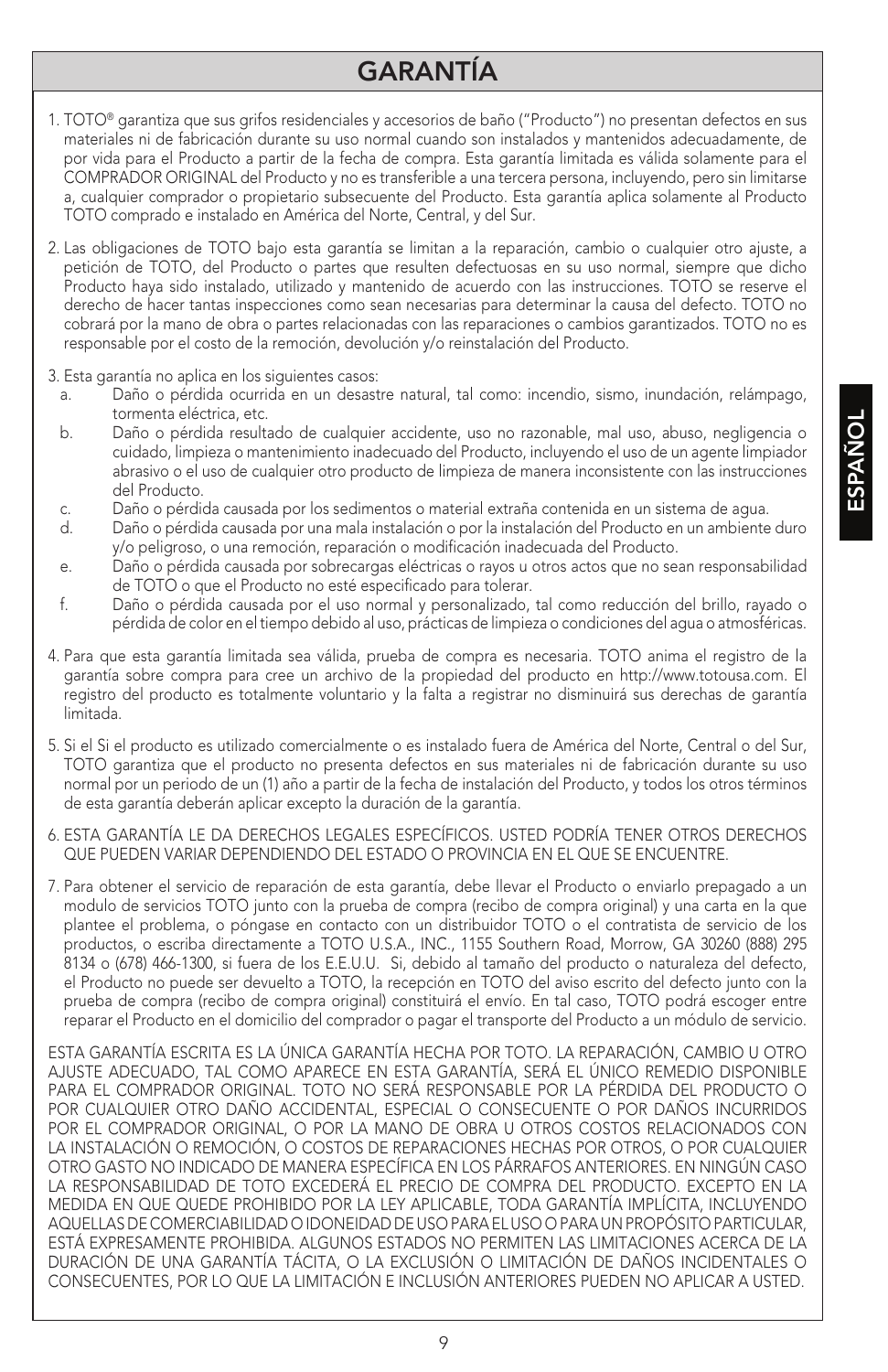# GARANTÍA

1. TOTO® garantiza que sus grifos residenciales y accesorios de baño ("Producto") no presentan defectos en sus materiales ni de fabricación durante su uso normal cuando son instalados y mantenidos adecuadamente, de por vida para el Producto a partir de la fecha de compra. Esta garantía limitada es válida solamente para el COMPRADOR ORIGINAL del Producto y no es transferible a una tercera persona, incluyendo, pero sin limitarse a, cualquier comprador o propietario subsecuente del Producto. Esta garantía aplica solamente al Producto TOTO comprado e instalado en América del Norte, Central, y del Sur.

2. Las obligaciones de TOTO bajo esta garantía se limitan a la reparación, cambio o cualquier otro ajuste, a petición de TOTO, del Producto o partes que resulten defectuosas en su uso normal, siempre que dicho Producto haya sido instalado, utilizado y mantenido de acuerdo con las instrucciones. TOTO se reserve el derecho de hacer tantas inspecciones como sean necesarias para determinar la causa del defecto. TOTO no cobrará por la mano de obra o partes relacionadas con las reparaciones o cambios garantizados. TOTO no es responsable por el costo de la remoción, devolución y/o reinstalación del Producto.

3. Esta garantía no aplica en los siguientes casos:
   a. Daño o pérdida ocurrida en un desastre natural, tal como: incendio, sismo, inundación, relámpago, tormenta eléctrica, etc.
   b. Daño o pérdida resultado de cualquier accidente, uso no razonable, mal uso, abuso, negligencia o cuidado, limpieza o mantenimiento inadecuado del Producto, incluyendo el uso de un agente limpiador abrasivo o el uso de cualquier otro producto de limpieza de manera inconsistente con las instrucciones del Producto.
   c. Daño o pérdida causada por los sedimentos o material extraña contenida en un sistema de agua.
   d. Daño o pérdida causada por una mala instalación o por la instalación del Producto en un ambiente duro y/o peligroso, o una remoción, reparación o modificación inadecuada del Producto.
   e. Daño o pérdida causada por sobrecargas eléctricas o rayos u otros actos que no sean responsabilidad de TOTO o que el Producto no esté especificado para tolerar.
   f. Daño o pérdida causada por el uso normal y personalizado, tal como reducción del brillo, rayado o pérdida de color en el tiempo debido al uso, prácticas de limpieza o condiciones del agua o atmosféricas.

4. Para que esta garantía limitada sea válida, prueba de compra es necesaria. TOTO anima el registro de la garantía sobre compra para cree un archivo de la propiedad del producto en http://www.totousa.com. El registro del producto es totalmente voluntario y la falta a registrar no disminuirá sus derechas de garantía limitada.

5. Si el Si el producto es utilizado comercialmente o es instalado fuera de América del Norte, Central o del Sur, TOTO garantiza que el producto no presenta defectos en sus materiales ni de fabricación durante su uso normal por un periodo de un (1) año a partir de la fecha de instalación del Producto, y todos los otros términos de esta garantía deberán aplicar excepto la duración de la garantía.

6. ESTA GARANTÍA LE DA DERECHOS LEGALES ESPECÍFICOS. USTED PODRÍA TENER OTROS DERECHOS QUE PUEDEN VARIAR DEPENDIENDO DEL ESTADO O PROVINCIA EN EL QUE SE ENCUENTRE.

7. Para obtener el servicio de reparación de esta garantía, debe llevar el Producto o enviarlo prepagado a un modulo de servicios TOTO junto con la prueba de compra (recibo de compra original) y una carta en la que plantee el problema, o póngase en contacto con un distribuidor TOTO o el contratista de servicio de los productos, o escriba directamente a TOTO U.S.A., INC., 1155 Southern Road, Morrow, GA 30260 (888) 295 8134 o (678) 466-1300, si fuera de los E.E.U.U. Si, debido al tamaño del producto o naturaleza del defecto, el Producto no puede ser devuelto a TOTO, la recepción en TOTO del aviso escrito del defecto junto con la prueba de compra (recibo de compra original) constituirá el envío. En tal caso, TOTO podrá escoger entre reparar el Producto en el domicilio del comprador o pagar el transporte del Producto a un módulo de servicio.

ESTA GARANTÍA ESCRITA ES LA ÚNICA GARANTÍA HECHA POR TOTO. LA REPARACIÓN, CAMBIO U OTRO AJUSTE ADECUADO, TAL COMO APARECE EN ESTA GARANTÍA, SERÁ EL ÚNICO REMEDIO DISPONIBLE PARA EL COMPRADOR ORIGINAL. TOTO NO SERÁ RESPONSABLE POR LA PÉRDIDA DEL PRODUCTO O POR CUALQUIER OTRO DAÑO ACCIDENTAL, ESPECIAL O CONSECUENTE O POR DAÑOS INCURRIDOS POR EL COMPRADOR ORIGINAL, O POR LA MANO DE OBRA U OTROS COSTOS RELACIONADOS CON LA INSTALACIÓN O REMOCIÓN, O COSTOS DE REPARACIONES HECHAS POR OTROS, O POR CUALQUIER OTRO GASTO NO INDICADO DE MANERA ESPECÍFICA EN LOS PÁRRAFOS ANTERIORES. EN NINGÚN CASO LA RESPONSABILIDAD DE TOTO EXCEDERÁ EL PRECIO DE COMPRA DEL PRODUCTO. EXCEPTO EN LA MEDIDA EN QUE QUEDE PROHIBIDO POR LA LEY APLICABLE, TODA GARANTÍA IMPLÍCITA, INCLUYENDO AQUELLAS DE COMERCIABILIDAD O IDONEIDAD DE USO PARA EL USO O PARA UN PROPÓSITO PARTICULAR, ESTÁ EXPRESAMENTE PROHIBIDA. ALGUNOS ESTADOS NO PERMITEN LAS LIMITACIONES ACERCA DE LA DURACIÓN DE UNA GARANTÍA TÁCITA, O LA EXCLUSIÓN O LIMITACIÓN DE DAÑOS INCIDENTALES O CONSECUENTES, POR LO QUE LA LIMITACIÓN E INCLUSIÓN ANTERIORES PUEDEN NO APLICAR A USTED.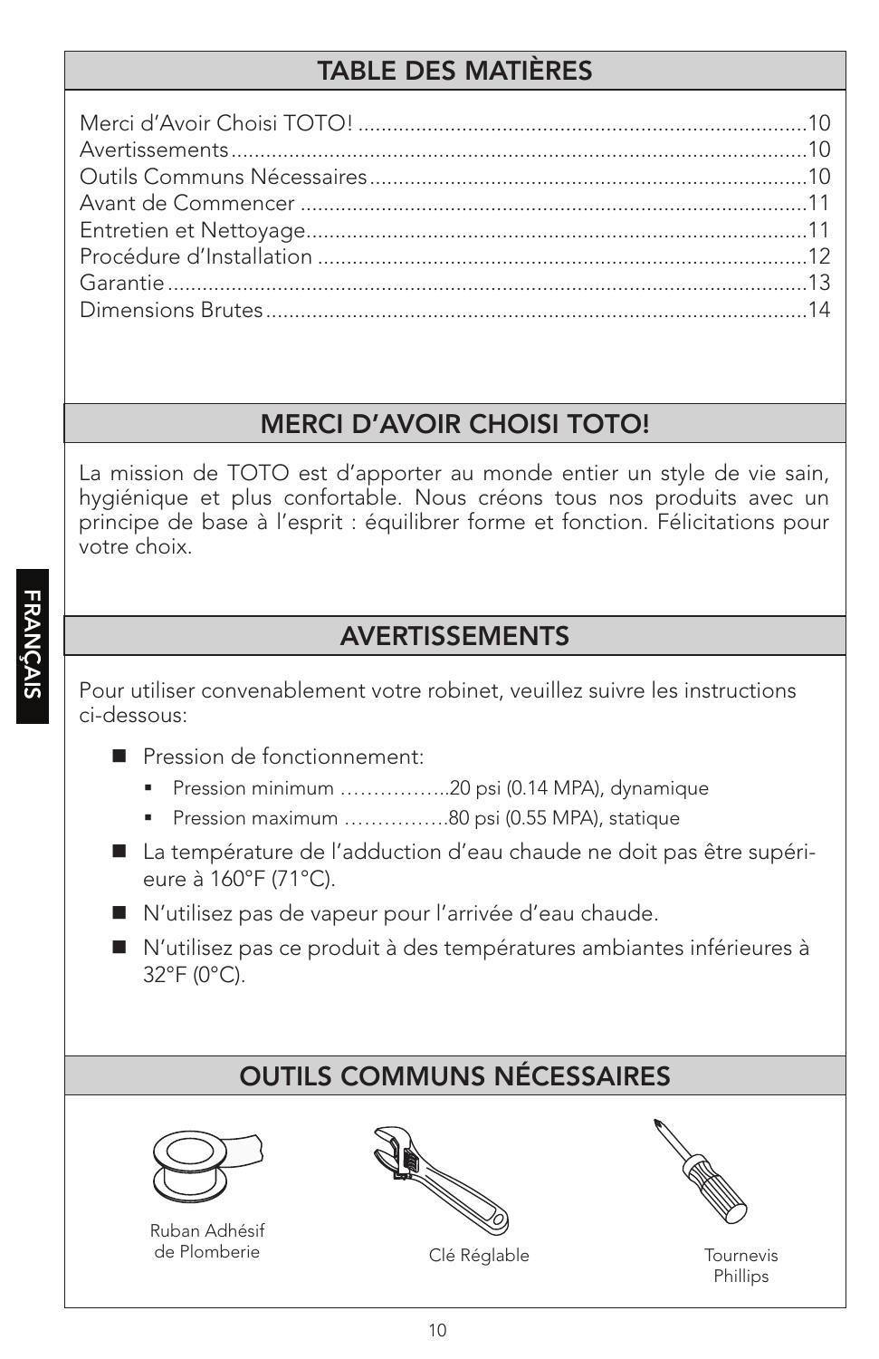## TABLE DES MATIÈRES

| | |
|---|---|
| Merci d'Avoir Choisi TOTO! | 10 |
| Avertissements | 10 |
| Outils Communs Nécessaires | 10 |
| Avant de Commencer | 11 |
| Entretien et Nettoyage | 11 |
| Procédure d'Installation | 12 |
| Garantie | 13 |
| Dimensions Brutes | 14 |

## MERCI D'AVOIR CHOISI TOTO!

La mission de TOTO est d'apporter au monde entier un style de vie sain, hygiénique et plus confortable. Nous créons tous nos produits avec un principe de base à l'esprit : équilibrer forme et fonction. Félicitations pour votre choix.

## AVERTISSEMENTS

Pour utiliser convenablement votre robinet, veuillez suivre les instructions ci-dessous:

- Pression de fonctionnement:
  - Pression minimum ……………..20 psi (0.14 MPA), dynamique
  - Pression maximum …………….80 psi (0.55 MPA), statique
- La température de l'adduction d'eau chaude ne doit pas être supérieure à 160°F (71°C).
- N'utilisez pas de vapeur pour l'arrivée d'eau chaude.
- N'utilisez pas ce produit à des températures ambiantes inférieures à 32°F (0°C).

## OUTILS COMMUNS NÉCESSAIRES

Ruban Adhésif de Plomberie

Clé Réglable

Tournevis Phillips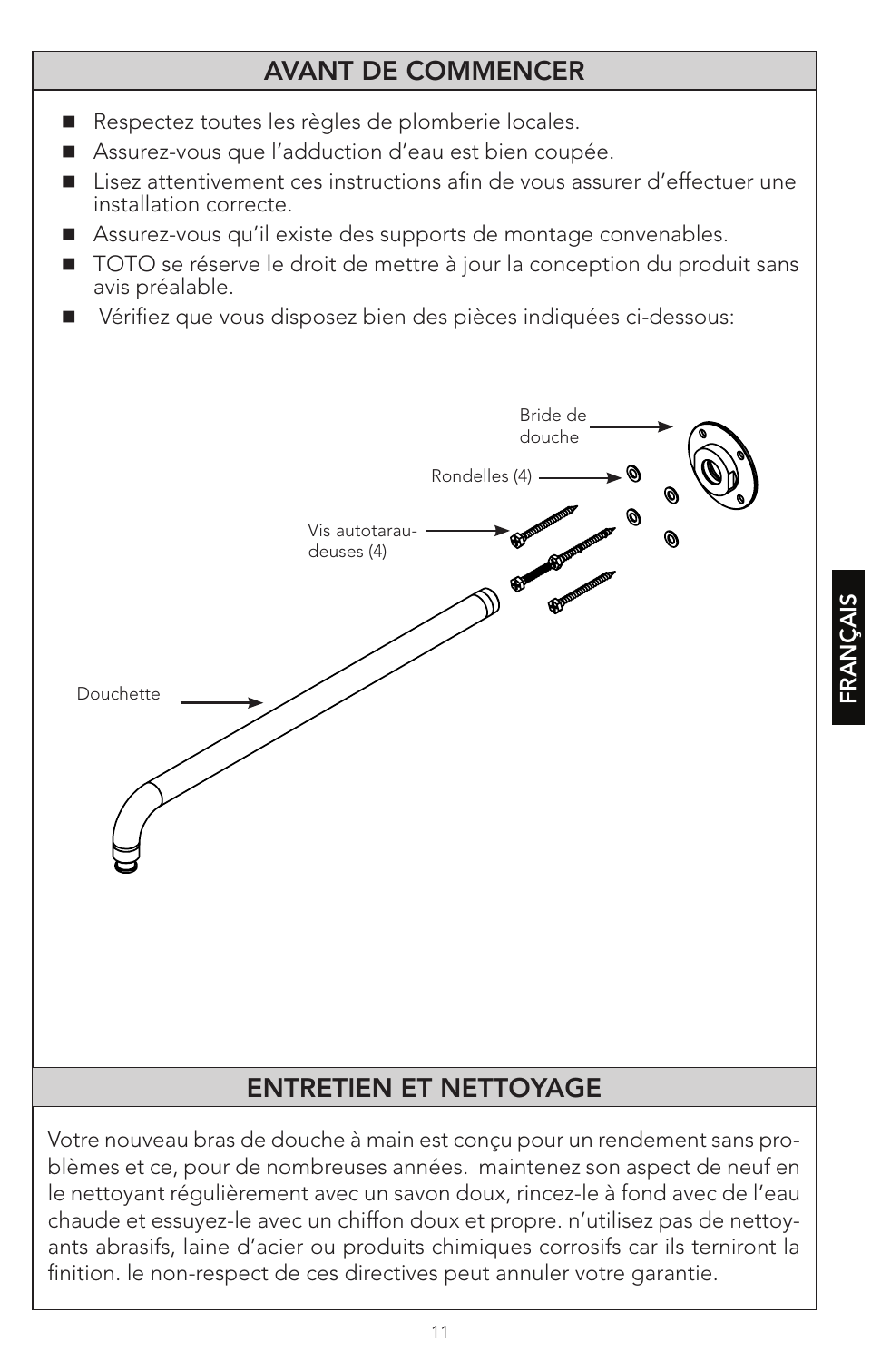## AVANT DE COMMENCER

- Respectez toutes les règles de plomberie locales.
- Assurez-vous que l'adduction d'eau est bien coupée.
- Lisez attentivement ces instructions afin de vous assurer d'effectuer une installation correcte.
- Assurez-vous qu'il existe des supports de montage convenables.
- TOTO se réserve le droit de mettre à jour la conception du produit sans avis préalable.
- Vérifiez que vous disposez bien des pièces indiquées ci-dessous:

Bride de douche

Rondelles (4)

Vis autotaraudeuses (4)

Douchette

## ENTRETIEN ET NETTOYAGE

Votre nouveau bras de douche à main est conçu pour un rendement sans problèmes et ce, pour de nombreuses années. maintenez son aspect de neuf en le nettoyant régulièrement avec un savon doux, rincez-le à fond avec de l'eau chaude et essuyez-le avec un chiffon doux et propre. n'utilisez pas de nettoyants abrasifs, laine d'acier ou produits chimiques corrosifs car ils terniront la finition. le non-respect de ces directives peut annuler votre garantie.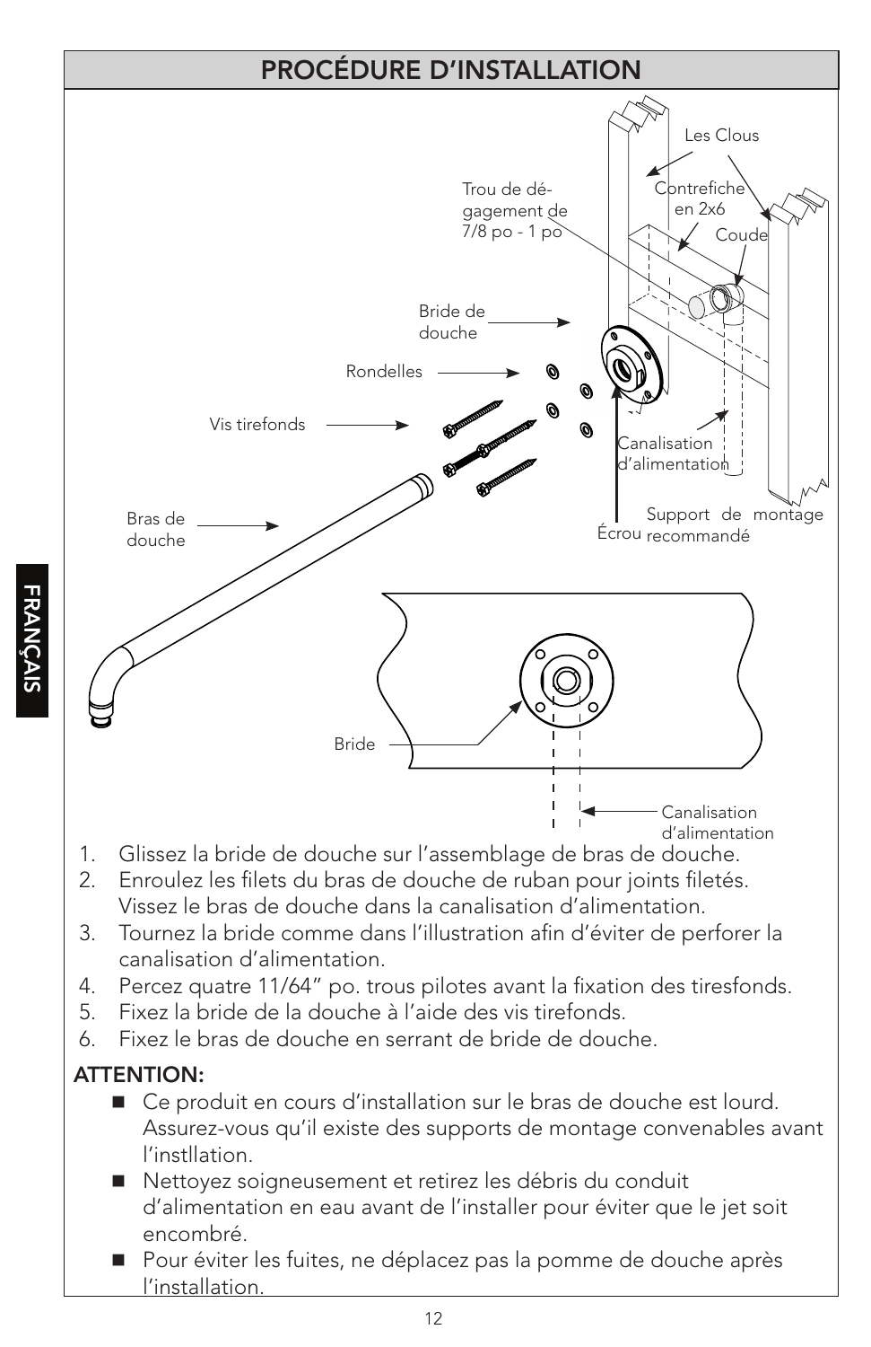# PROCÉDURE D'INSTALLATION

Les Clous

Trou de dégagement de 7/8 po - 1 po

Contrefiche en 2x6

Coude

Bride de douche

Rondelles

Vis tirefonds

Canalisation d'alimentation

Bras de douche

Écrou

Support de montage recommandé

Bride

Canalisation d'alimentation

1. Glissez la bride de douche sur l'assemblage de bras de douche.
2. Enroulez les filets du bras de douche de ruban pour joints filetés. Vissez le bras de douche dans la canalisation d'alimentation.
3. Tournez la bride comme dans l'illustration afin d'éviter de perforer la canalisation d'alimentation.
4. Percez quatre 11/64" po. trous pilotes avant la fixation des tiresfonds.
5. Fixez la bride de la douche à l'aide des vis tirefonds.
6. Fixez le bras de douche en serrant de bride de douche.

**ATTENTION:**

- Ce produit en cours d'installation sur le bras de douche est lourd. Assurez-vous qu'il existe des supports de montage convenables avant l'instllation.
- Nettoyez soigneusement et retirez les débris du conduit d'alimentation en eau avant de l'installer pour éviter que le jet soit encombré.
- Pour éviter les fuites, ne déplacez pas la pomme de douche après l'installation.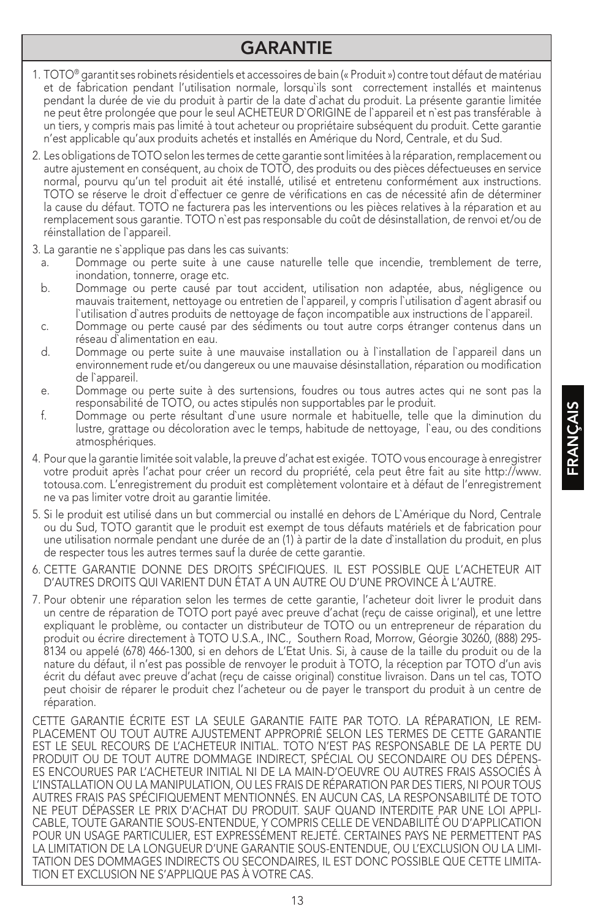# GARANTIE

1. TOTO® garantit ses robinets résidentiels et accessoires de bain (« Produit ») contre tout défaut de matériau et de fabrication pendant l'utilisation normale, lorsqu`ils sont correctement installés et maintenus pendant la durée de vie du produit à partir de la date d`achat du produit. La présente garantie limitée ne peut être prolongée que pour le seul ACHETEUR D`ORIGINE de l`appareil et n`est pas transférable à un tiers, y compris mais pas limité à tout acheteur ou propriétaire subséquent du produit. Cette garantie n'est applicable qu'aux produits achetés et installés en Amérique du Nord, Centrale, et du Sud.

2. Les obligations de TOTO selon les termes de cette garantie sont limitées à la réparation, remplacement ou autre ajustement en conséquent, au choix de TOTO, des produits ou des pièces défectueuses en service normal, pourvu qu'un tel produit ait été installé, utilisé et entretenu conformément aux instructions. TOTO se réserve le droit d`effectuer ce genre de vérifications en cas de nécessité afin de déterminer la cause du défaut. TOTO ne facturera pas les interventions ou les pièces relatives à la réparation et au remplacement sous garantie. TOTO n`est pas responsable du coût de désinstallation, de renvoi et/ou de réinstallation de l`appareil.

3. La garantie ne s`applique pas dans les cas suivants:
   a. Dommage ou perte suite à une cause naturelle telle que incendie, tremblement de terre, inondation, tonnerre, orage etc.
   b. Dommage ou perte causé par tout accident, utilisation non adaptée, abus, négligence ou mauvais traitement, nettoyage ou entretien de l`appareil, y compris l`utilisation d`agent abrasif ou l`utilisation d`autres produits de nettoyage de façon incompatible aux instructions de l`appareil.
   c. Dommage ou perte causé par des sédiments ou tout autre corps étranger contenus dans un réseau d`alimentation en eau.
   d. Dommage ou perte suite à une mauvaise installation ou à l`installation de l`appareil dans un environnement rude et/ou dangereux ou une mauvaise désinstallation, réparation ou modification de l`appareil.
   e. Dommage ou perte suite à des surtensions, foudres ou tous autres actes qui ne sont pas la responsabilité de TOTO, ou actes stipulés non supportables par le produit.
   f. Dommage ou perte résultant d`une usure normale et habituelle, telle que la diminution du lustre, grattage ou décoloration avec le temps, habitude de nettoyage, l`eau, ou des conditions atmosphériques.

4. Pour que la garantie limitée soit valable, la preuve d'achat est exigée. TOTO vous encourage à enregistrer votre produit après l'achat pour créer un record du propriété, cela peut être fait au site http://www.totousa.com. L'enregistrement du produit est complètement volontaire et à défaut de l'enregistrement ne va pas limiter votre droit au garantie limitée.

5. Si le produit est utilisé dans un but commercial ou installé en dehors de L`Amérique du Nord, Centrale ou du Sud, TOTO garantit que le produit est exempt de tous défauts matériels et de fabrication pour une utilisation normale pendant une durée de an (1) à partir de la date d`installation du produit, en plus de respecter tous les autres termes sauf la durée de cette garantie.

6. CETTE GARANTIE DONNE DES DROITS SPÉCIFIQUES. IL EST POSSIBLE QUE L'ACHETEUR AIT D'AUTRES DROITS QUI VARIENT DUN ÉTAT A UN AUTRE OU D'UNE PROVINCE À L'AUTRE.

7. Pour obtenir une réparation selon les termes de cette garantie, l'acheteur doit livrer le produit dans un centre de réparation de TOTO port payé avec preuve d'achat (reçu de caisse original), et une lettre expliquant le problème, ou contacter un distributeur de TOTO ou un entrepreneur de réparation du produit ou écrire directement à TOTO U.S.A., INC., Southern Road, Morrow, Géorgie 30260, (888) 295-8134 ou appelé (678) 466-1300, si en dehors de L'Etat Unis. Si, à cause de la taille du produit ou de la nature du défaut, il n'est pas possible de renvoyer le produit à TOTO, la réception par TOTO d'un avis écrit du défaut avec preuve d'achat (reçu de caisse original) constitue livraison. Dans un tel cas, TOTO peut choisir de réparer le produit chez l'acheteur ou de payer le transport du produit à un centre de réparation.

CETTE GARANTIE ÉCRITE EST LA SEULE GARANTIE FAITE PAR TOTO. LA RÉPARATION, LE REMPLACEMENT OU TOUT AUTRE AJUSTEMENT APPROPRIÉ SELON LES TERMES DE CETTE GARANTIE EST LE SEUL RECOURS DE L'ACHETEUR INITIAL. TOTO N'EST PAS RESPONSABLE DE LA PERTE DU PRODUIT OU DE TOUT AUTRE DOMMAGE INDIRECT, SPÉCIAL OU SECONDAIRE OU DES DÉPENSES ENCOURUES PAR L'ACHETEUR INITIAL NI DE LA MAIN-D'OEUVRE OU AUTRES FRAIS ASSOCIÉS À L'INSTALLATION OU LA MANIPULATION, OU LES FRAIS DE RÉPARATION PAR DES TIERS, NI POUR TOUS AUTRES FRAIS PAS SPÉCIFIQUEMENT MENTIONNÉS. EN AUCUN CAS, LA RESPONSABILITÉ DE TOTO NE PEUT DÉPASSER LE PRIX D'ACHAT DU PRODUIT. SAUF QUAND INTERDITE PAR UNE LOI APPLICABLE, TOUTE GARANTIE SOUS-ENTENDUE, Y COMPRIS CELLE DE VENDABILITÉ OU D'APPLICATION POUR UN USAGE PARTICULIER, EST EXPRESSÉMENT REJETÉ. CERTAINES PAYS NE PERMETTENT PAS LA LIMITATION DE LA LONGUEUR D'UNE GARANTIE SOUS-ENTENDUE, OU L'EXCLUSION OU LA LIMITATION DES DOMMAGES INDIRECTS OU SECONDAIRES, IL EST DONC POSSIBLE QUE CETTE LIMITATION ET EXCLUSION NE S'APPLIQUE PAS À VOTRE CAS.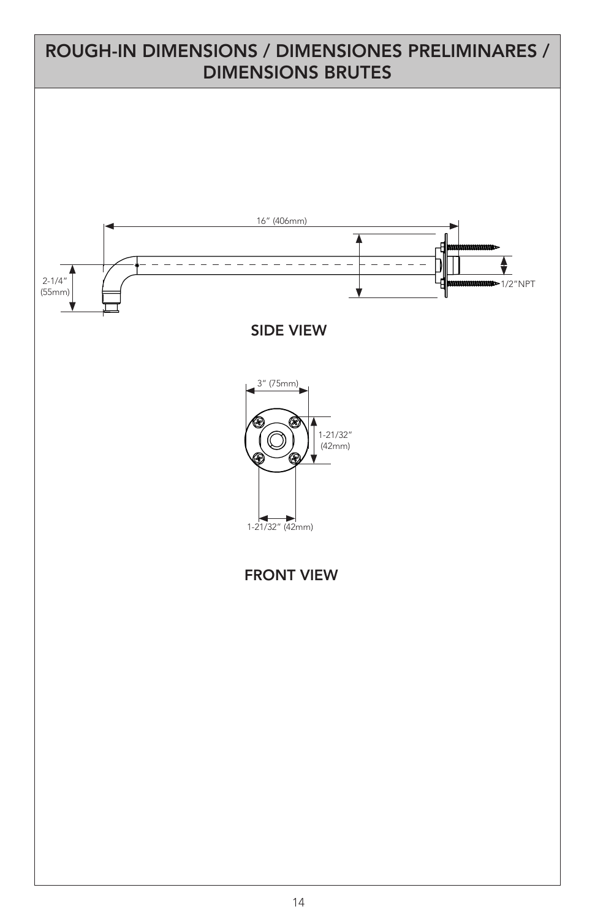# ROUGH-IN DIMENSIONS / DIMENSIONES PRELIMINARES / DIMENSIONS BRUTES

16" (406mm)

2-1/4" (55mm)

1/2"NPT

SIDE VIEW

3" (75mm)

1-21/32" (42mm)

1-21/32" (42mm)

FRONT VIEW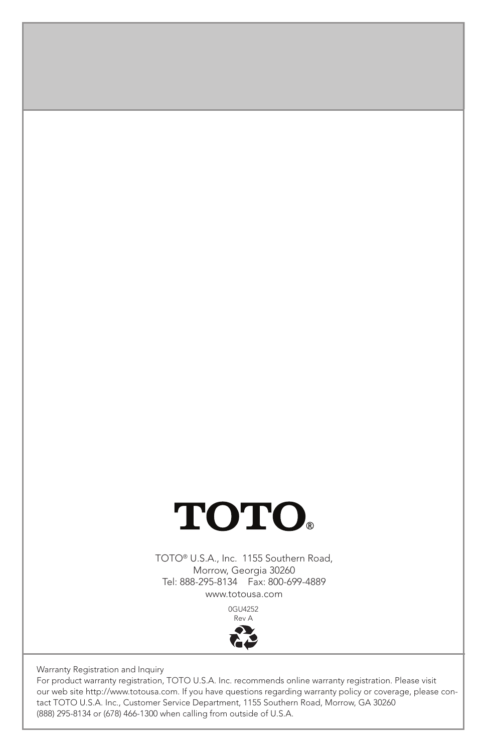# TOTO®

TOTO® U.S.A., Inc. 1155 Southern Road,
Morrow, Georgia 30260
Tel: 888-295-8134 Fax: 800-699-4889
www.totousa.com

0GU4252
Rev A

Warranty Registration and Inquiry
For product warranty registration, TOTO U.S.A. Inc. recommends online warranty registration. Please visit our web site http://www.totousa.com. If you have questions regarding warranty policy or coverage, please contact TOTO U.S.A. Inc., Customer Service Department, 1155 Southern Road, Morrow, GA 30260
(888) 295-8134 or (678) 466-1300 when calling from outside of U.S.A.